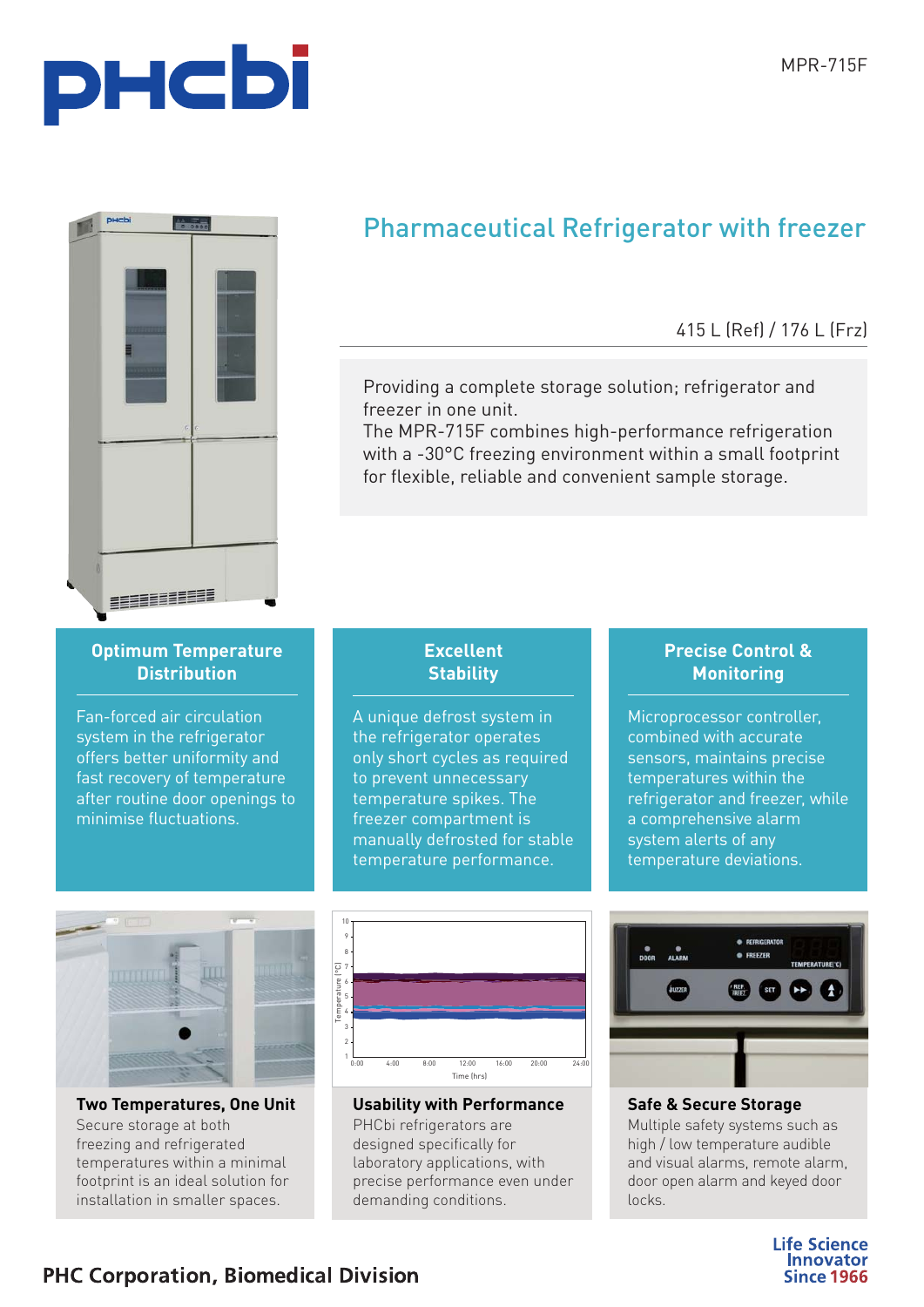MPR-715F

# Pharmaceutical Refrigerator with freezer

415 L (Ref) / 176 L (Frz)

Providing a complete storage solution; refrigerator and freezer in one unit.
The MPR-715F combines high-performance refrigeration with a -30°C freezing environment within a small footprint for flexible, reliable and convenient sample storage.

### Optimum Temperature Distribution

Fan-forced air circulation system in the refrigerator offers better uniformity and fast recovery of temperature after routine door openings to minimise fluctuations.

### Excellent Stability

A unique defrost system in the refrigerator operates only short cycles as required to prevent unnecessary temperature spikes. The freezer compartment is manually defrosted for stable temperature performance.

### Precise Control & Monitoring

Microprocessor controller, combined with accurate sensors, maintains precise temperatures within the refrigerator and freezer, while a comprehensive alarm system alerts of any temperature deviations.

### Two Temperatures, One Unit

Secure storage at both freezing and refrigerated temperatures within a minimal footprint is an ideal solution for installation in smaller spaces.

### Usability with Performance

PHCbi refrigerators are designed specifically for laboratory applications, with precise performance even under demanding conditions.

### Safe & Secure Storage

Multiple safety systems such as high / low temperature audible and visual alarms, remote alarm, door open alarm and keyed door locks.

PHC Corporation, Biomedical Division

Life Science Innovator Since 1966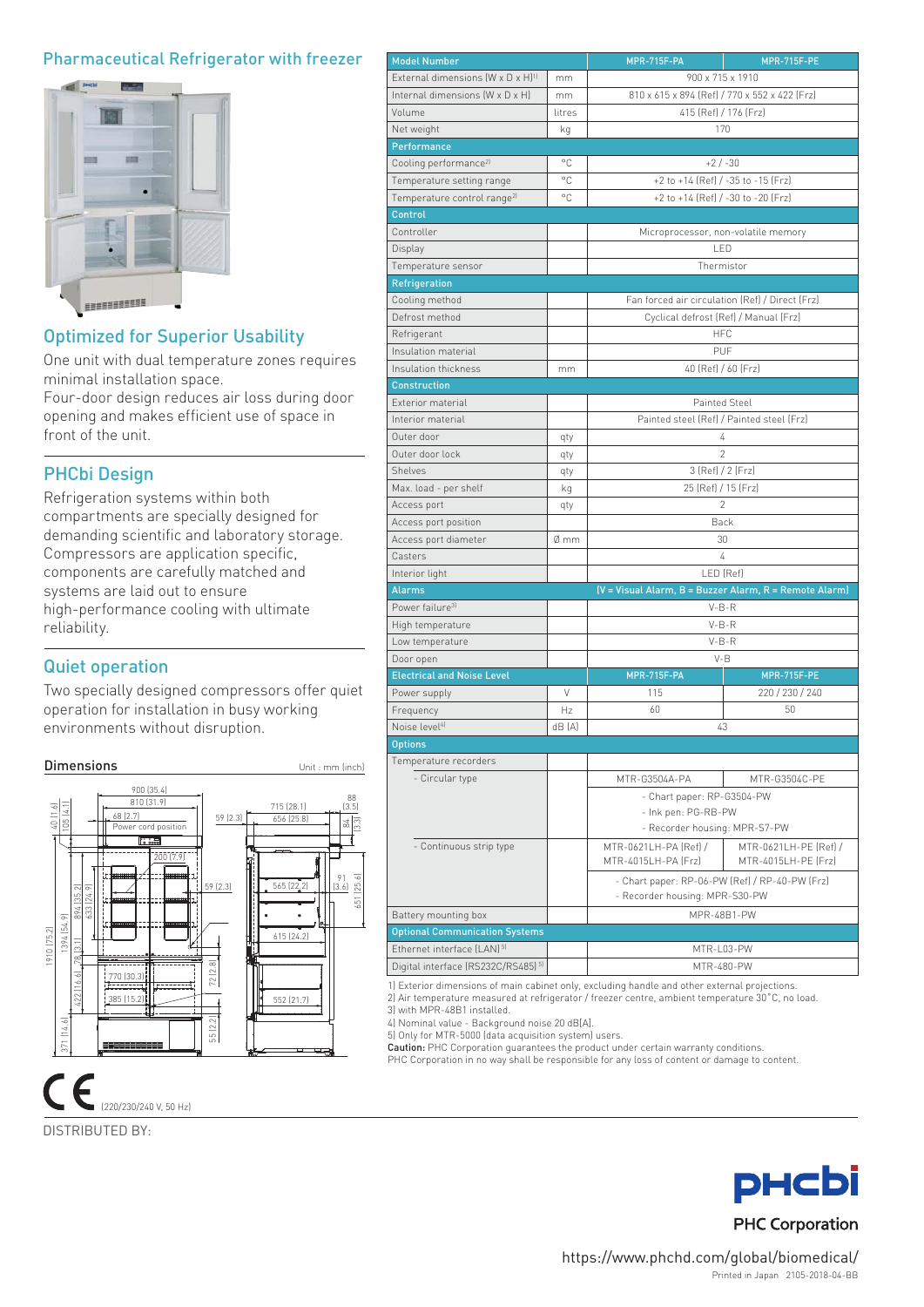## Pharmaceutical Refrigerator with freezer

## Optimized for Superior Usability

One unit with dual temperature zones requires minimal installation space.
Four-door design reduces air loss during door opening and makes efficient use of space in front of the unit.

## PHCbi Design

Refrigeration systems within both compartments are specially designed for demanding scientific and laboratory storage. Compressors are application specific, components are carefully matched and systems are laid out to ensure high-performance cooling with ultimate reliability.

## Quiet operation

Two specially designed compressors offer quiet operation for installation in busy working environments without disruption.

### Dimensions

Unit : mm (inch)

900 (35.4)
810 (31.9)
68 (2.7)
Power cord position
59 (2.3)
715 (28.1)
656 (25.8)
88 (3.5)
84 (3.3)
40 (1.6)
105 (4.1)
200 (7.9)
59 (2.3)
91 (3.6)
565 (22.2)
651 (25.6)
1910 (75.2)
1394 (54.9)
894 (35.2)
633 (24.9)
78 (3.1)
615 (24.2)
770 (30.3)
385 (15.2)
72 (2.8)
422 (16.6)
371 (14.6)
55 (2.2)
552 (21.7)

CE (220/230/240 V, 50 Hz)

DISTRIBUTED BY:

| Model Number | | MPR-715F-PA | MPR-715F-PE |
|---|---|---|---|
| External dimensions (W x D x H)[1] | mm | 900 x 715 x 1910 | |
| Internal dimensions (W x D x H) | mm | 810 x 615 x 894 (Ref) / 770 x 552 x 422 (Frz) | |
| Volume | litres | 415 (Ref) / 176 (Frz) | |
| Net weight | kg | 170 | |
| **Performance** | | | |
| Cooling performance[2] | °C | +2 / -30 | |
| Temperature setting range | °C | +2 to +14 (Ref) / -35 to -15 (Frz) | |
| Temperature control range[2] | °C | +2 to +14 (Ref) / -30 to -20 (Frz) | |
| **Control** | | | |
| Controller | | Microprocessor, non-volatile memory | |
| Display | | LED | |
| Temperature sensor | | Thermistor | |
| **Refrigeration** | | | |
| Cooling method | | Fan forced air circulation (Ref) / Direct (Frz) | |
| Defrost method | | Cyclical defrost (Ref) / Manual (Frz) | |
| Refrigerant | | HFC | |
| Insulation material | | PUF | |
| Insulation thickness | mm | 40 (Ref) / 60 (Frz) | |
| **Construction** | | | |
| Exterior material | | Painted Steel | |
| Interior material | | Painted steel (Ref) / Painted steel (Frz) | |
| Outer door | qty | 4 | |
| Outer door lock | qty | 2 | |
| Shelves | qty | 3 (Ref) / 2 (Frz) | |
| Max. load - per shelf | kg | 25 (Ref) / 15 (Frz) | |
| Access port | qty | 2 | |
| Access port position | | Back | |
| Access port diameter | Ø mm | 30 | |
| Casters | | 4 | |
| Interior light | | LED (Ref) | |
| **Alarms** | | (V = Visual Alarm, B = Buzzer Alarm, R = Remote Alarm) | |
| Power failure[3] | | V-B-R | |
| High temperature | | V-B-R | |
| Low temperature | | V-B-R | |
| Door open | | V-B | |
| **Electrical and Noise Level** | | **MPR-715F-PA** | **MPR-715F-PE** |
| Power supply | V | 115 | 220 / 230 / 240 |
| Frequency | Hz | 60 | 50 |
| Noise level[4] | dB (A) | 43 | |
| **Options** | | | |
| Temperature recorders | | | |
| - Circular type | | MTR-G3504A-PA | MTR-G3504C-PE |
| | | - Chart paper: RP-G3504-PW<br>- Ink pen: PG-RB-PW<br>- Recorder housing: MPR-S7-PW | |
| - Continuous strip type | | MTR-0621LH-PA (Ref) / MTR-4015LH-PA (Frz) | MTR-0621LH-PE (Ref) / MTR-4015LH-PE (Frz) |
| | | - Chart paper: RP-06-PW (Ref) / RP-40-PW (Frz)<br>- Recorder housing: MPR-S30-PW | |
| Battery mounting box | | MPR-48B1-PW | |
| **Optional Communication Systems** | | | |
| Ethernet interface (LAN)[5] | | MTR-L03-PW | |
| Digital interface (RS232C/RS485)[5] | | MTR-480-PW | |

1) Exterior dimensions of main cabinet only, excluding handle and other external projections.
2) Air temperature measured at refrigerator / freezer centre, ambient temperature 30°C, no load.
3) with MPR-48B1 installed.
4) Nominal value - Background noise 20 dB(A).
5) Only for MTR-5000 (data acquisition system) users.
**Caution:** PHC Corporation guarantees the product under certain warranty conditions.
PHC Corporation in no way shall be responsible for any loss of content or damage to content.

PHCbi
PHC Corporation

https://www.phchd.com/global/biomedical/

Printed in Japan 2105-2018-04-BB